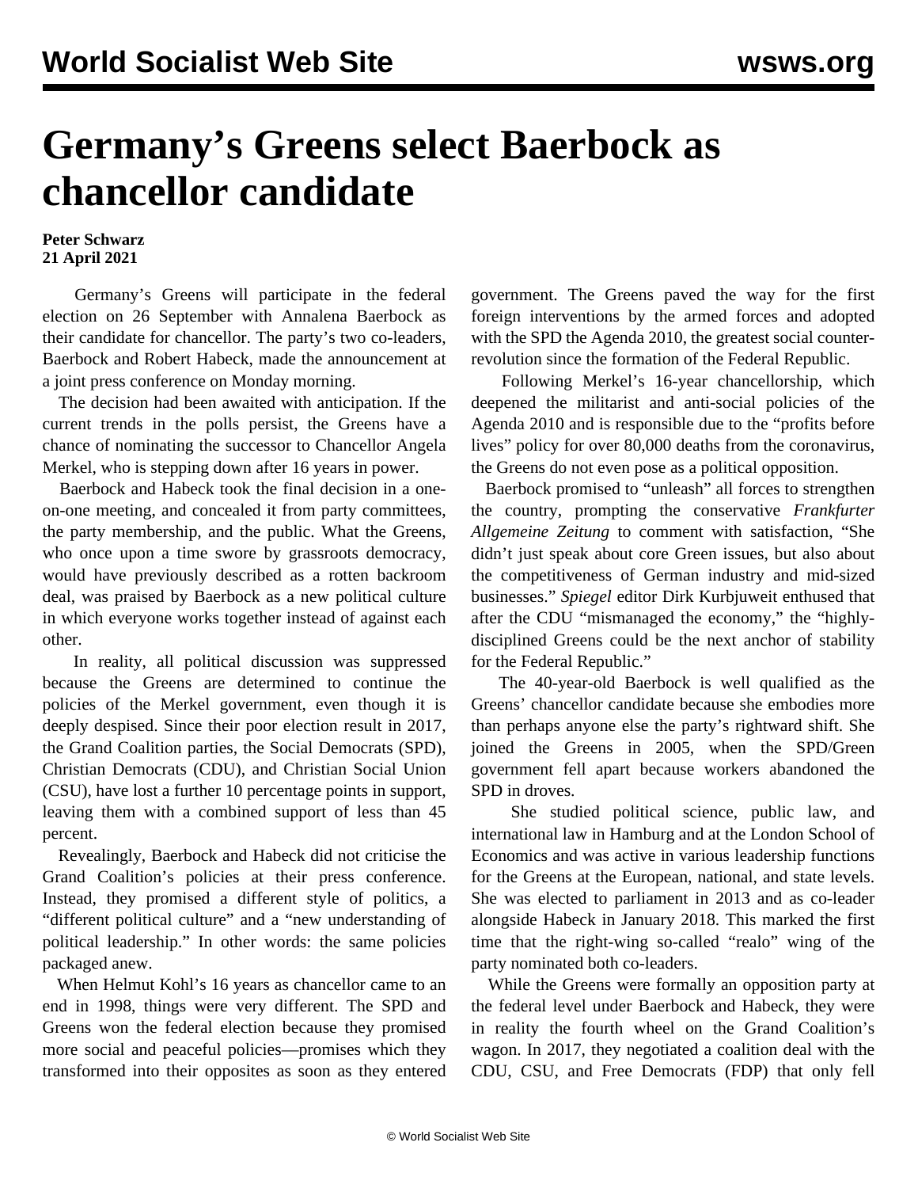# Germany's Greens select Baerbock as chancellor candidate

**Peter Schwarz**
**21 April 2021**

Germany's Greens will participate in the federal election on 26 September with Annalena Baerbock as their candidate for chancellor. The party's two co-leaders, Baerbock and Robert Habeck, made the announcement at a joint press conference on Monday morning.

The decision had been awaited with anticipation. If the current trends in the polls persist, the Greens have a chance of nominating the successor to Chancellor Angela Merkel, who is stepping down after 16 years in power.

Baerbock and Habeck took the final decision in a one-on-one meeting, and concealed it from party committees, the party membership, and the public. What the Greens, who once upon a time swore by grassroots democracy, would have previously described as a rotten backroom deal, was praised by Baerbock as a new political culture in which everyone works together instead of against each other.

In reality, all political discussion was suppressed because the Greens are determined to continue the policies of the Merkel government, even though it is deeply despised. Since their poor election result in 2017, the Grand Coalition parties, the Social Democrats (SPD), Christian Democrats (CDU), and Christian Social Union (CSU), have lost a further 10 percentage points in support, leaving them with a combined support of less than 45 percent.

Revealingly, Baerbock and Habeck did not criticise the Grand Coalition's policies at their press conference. Instead, they promised a different style of politics, a "different political culture" and a "new understanding of political leadership." In other words: the same policies packaged anew.

When Helmut Kohl's 16 years as chancellor came to an end in 1998, things were very different. The SPD and Greens won the federal election because they promised more social and peaceful policies—promises which they transformed into their opposites as soon as they entered government. The Greens paved the way for the first foreign interventions by the armed forces and adopted with the SPD the Agenda 2010, the greatest social counter-revolution since the formation of the Federal Republic.

Following Merkel's 16-year chancellorship, which deepened the militarist and anti-social policies of the Agenda 2010 and is responsible due to the "profits before lives" policy for over 80,000 deaths from the coronavirus, the Greens do not even pose as a political opposition.

Baerbock promised to "unleash" all forces to strengthen the country, prompting the conservative *Frankfurter Allgemeine Zeitung* to comment with satisfaction, "She didn't just speak about core Green issues, but also about the competitiveness of German industry and mid-sized businesses." *Spiegel* editor Dirk Kurbjuweit enthused that after the CDU "mismanaged the economy," the "highly-disciplined Greens could be the next anchor of stability for the Federal Republic."

The 40-year-old Baerbock is well qualified as the Greens' chancellor candidate because she embodies more than perhaps anyone else the party's rightward shift. She joined the Greens in 2005, when the SPD/Green government fell apart because workers abandoned the SPD in droves.

She studied political science, public law, and international law in Hamburg and at the London School of Economics and was active in various leadership functions for the Greens at the European, national, and state levels. She was elected to parliament in 2013 and as co-leader alongside Habeck in January 2018. This marked the first time that the right-wing so-called "realo" wing of the party nominated both co-leaders.

While the Greens were formally an opposition party at the federal level under Baerbock and Habeck, they were in reality the fourth wheel on the Grand Coalition's wagon. In 2017, they negotiated a coalition deal with the CDU, CSU, and Free Democrats (FDP) that only fell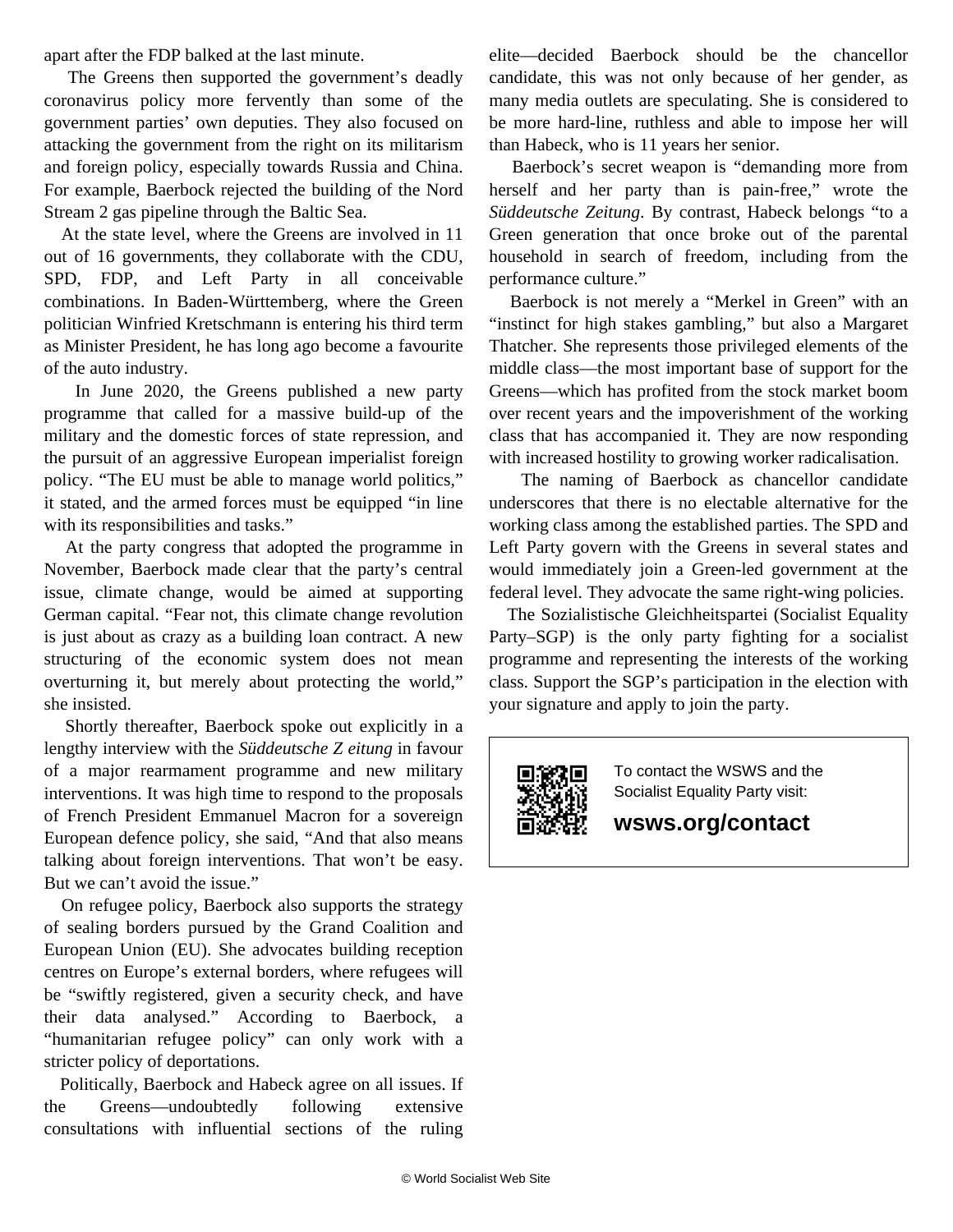apart after the FDP balked at the last minute.

The Greens then supported the government's deadly coronavirus policy more fervently than some of the government parties' own deputies. They also focused on attacking the government from the right on its militarism and foreign policy, especially towards Russia and China. For example, Baerbock rejected the building of the Nord Stream 2 gas pipeline through the Baltic Sea.

At the state level, where the Greens are involved in 11 out of 16 governments, they collaborate with the CDU, SPD, FDP, and Left Party in all conceivable combinations. In Baden-Württemberg, where the Green politician Winfried Kretschmann is entering his third term as Minister President, he has long ago become a favourite of the auto industry.

In June 2020, the Greens published a new party programme that called for a massive build-up of the military and the domestic forces of state repression, and the pursuit of an aggressive European imperialist foreign policy. "The EU must be able to manage world politics," it stated, and the armed forces must be equipped "in line with its responsibilities and tasks."

At the party congress that adopted the programme in November, Baerbock made clear that the party's central issue, climate change, would be aimed at supporting German capital. "Fear not, this climate change revolution is just about as crazy as a building loan contract. A new structuring of the economic system does not mean overturning it, but merely about protecting the world," she insisted.

Shortly thereafter, Baerbock spoke out explicitly in a lengthy interview with the *Süddeutsche Z eitung* in favour of a major rearmament programme and new military interventions. It was high time to respond to the proposals of French President Emmanuel Macron for a sovereign European defence policy, she said, "And that also means talking about foreign interventions. That won't be easy. But we can't avoid the issue."

On refugee policy, Baerbock also supports the strategy of sealing borders pursued by the Grand Coalition and European Union (EU). She advocates building reception centres on Europe's external borders, where refugees will be "swiftly registered, given a security check, and have their data analysed." According to Baerbock, a "humanitarian refugee policy" can only work with a stricter policy of deportations.

Politically, Baerbock and Habeck agree on all issues. If the Greens—undoubtedly following extensive consultations with influential sections of the ruling elite—decided Baerbock should be the chancellor candidate, this was not only because of her gender, as many media outlets are speculating. She is considered to be more hard-line, ruthless and able to impose her will than Habeck, who is 11 years her senior.

Baerbock's secret weapon is "demanding more from herself and her party than is pain-free," wrote the *Süddeutsche Zeitung*. By contrast, Habeck belongs "to a Green generation that once broke out of the parental household in search of freedom, including from the performance culture."

Baerbock is not merely a "Merkel in Green" with an "instinct for high stakes gambling," but also a Margaret Thatcher. She represents those privileged elements of the middle class—the most important base of support for the Greens—which has profited from the stock market boom over recent years and the impoverishment of the working class that has accompanied it. They are now responding with increased hostility to growing worker radicalisation.

The naming of Baerbock as chancellor candidate underscores that there is no electable alternative for the working class among the established parties. The SPD and Left Party govern with the Greens in several states and would immediately join a Green-led government at the federal level. They advocate the same right-wing policies.

The Sozialistische Gleichheitspartei (Socialist Equality Party–SGP) is the only party fighting for a socialist programme and representing the interests of the working class. Support the SGP's participation in the election with your signature and apply to join the party.

To contact the WSWS and the Socialist Equality Party visit:

**wsws.org/contact**